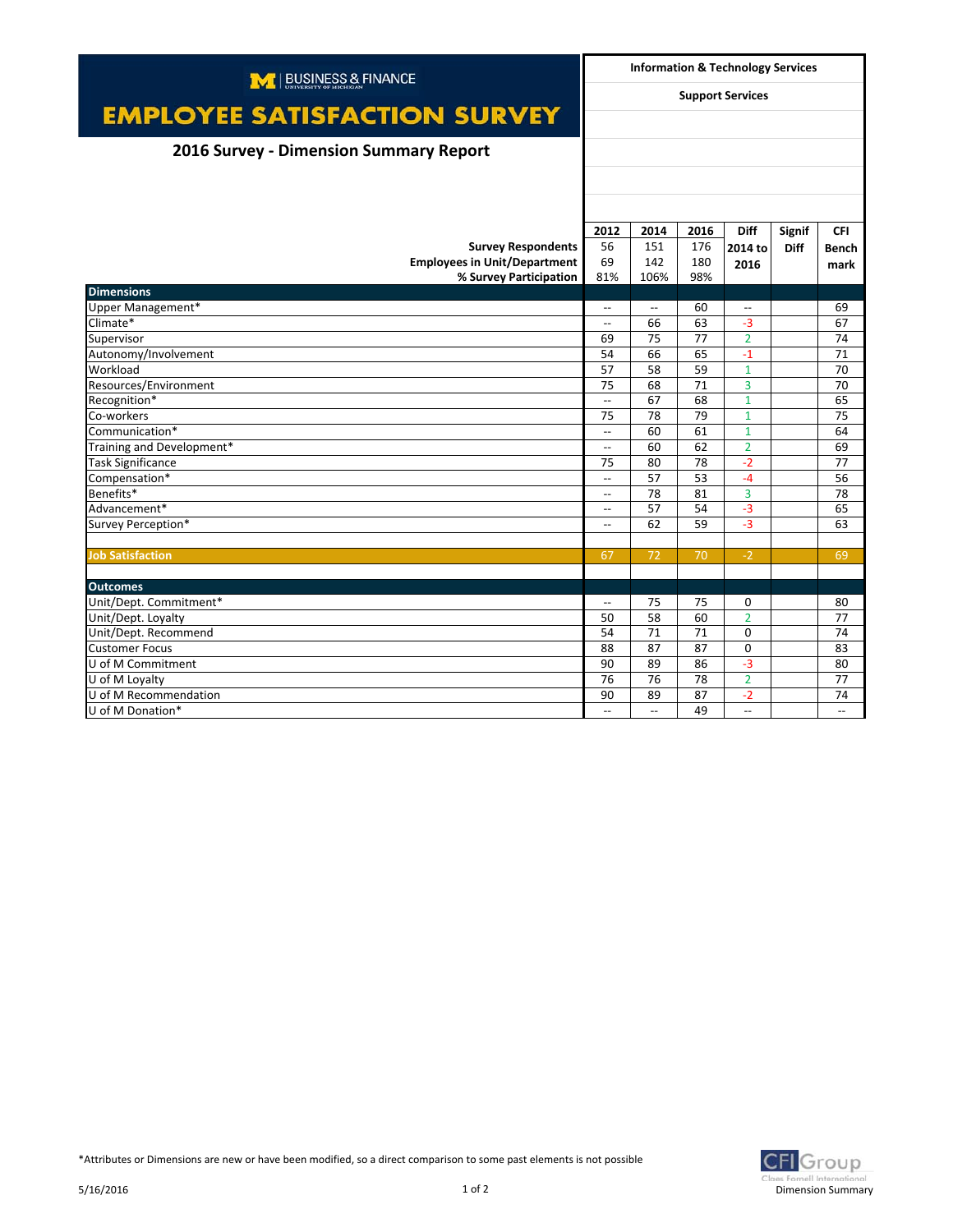BUSINESS & FINANCE
UNIVERSITY OF MICHIGAN

# EMPLOYEE SATISFACTION SURVEY

## 2016 Survey - Dimension Summary Report

**Information & Technology Services**

**Support Services**

| | 2012 | 2014 | 2016 | Diff 2014 to 2016 | Signif Diff | CFI Benchmark |
|---|---|---|---|---|---|---|
| **Survey Respondents** | 56 | 151 | 176 | | | |
| **Employees in Unit/Department** | 69 | 142 | 180 | | | |
| **% Survey Participation** | 81% | 106% | 98% | | | |
| **Dimensions** | | | | | | |
| Upper Management* | -- | -- | 60 | -- | | 69 |
| Climate* | -- | 66 | 63 | -3 | | 67 |
| Supervisor | 69 | 75 | 77 | 2 | | 74 |
| Autonomy/Involvement | 54 | 66 | 65 | -1 | | 71 |
| Workload | 57 | 58 | 59 | 1 | | 70 |
| Resources/Environment | 75 | 68 | 71 | 3 | | 70 |
| Recognition* | -- | 67 | 68 | 1 | | 65 |
| Co-workers | 75 | 78 | 79 | 1 | | 75 |
| Communication* | -- | 60 | 61 | 1 | | 64 |
| Training and Development* | -- | 60 | 62 | 2 | | 69 |
| Task Significance | 75 | 80 | 78 | -2 | | 77 |
| Compensation* | -- | 57 | 53 | -4 | | 56 |
| Benefits* | -- | 78 | 81 | 3 | | 78 |
| Advancement* | -- | 57 | 54 | -3 | | 65 |
| Survey Perception* | -- | 62 | 59 | -3 | | 63 |
| | | | | | | |
| **Job Satisfaction** | 67 | 72 | 70 | -2 | | 69 |
| | | | | | | |
| **Outcomes** | | | | | | |
| Unit/Dept. Commitment* | -- | 75 | 75 | 0 | | 80 |
| Unit/Dept. Loyalty | 50 | 58 | 60 | 2 | | 77 |
| Unit/Dept. Recommend | 54 | 71 | 71 | 0 | | 74 |
| Customer Focus | 88 | 87 | 87 | 0 | | 83 |
| U of M Commitment | 90 | 89 | 86 | -3 | | 80 |
| U of M Loyalty | 76 | 76 | 78 | 2 | | 77 |
| U of M Recommendation | 90 | 89 | 87 | -2 | | 74 |
| U of M Donation* | -- | -- | 49 | -- | | -- |

*Attributes or Dimensions are new or have been modified, so a direct comparison to some past elements is not possible

5/16/2016

CFI Group Claes Fornell International
Dimension Summary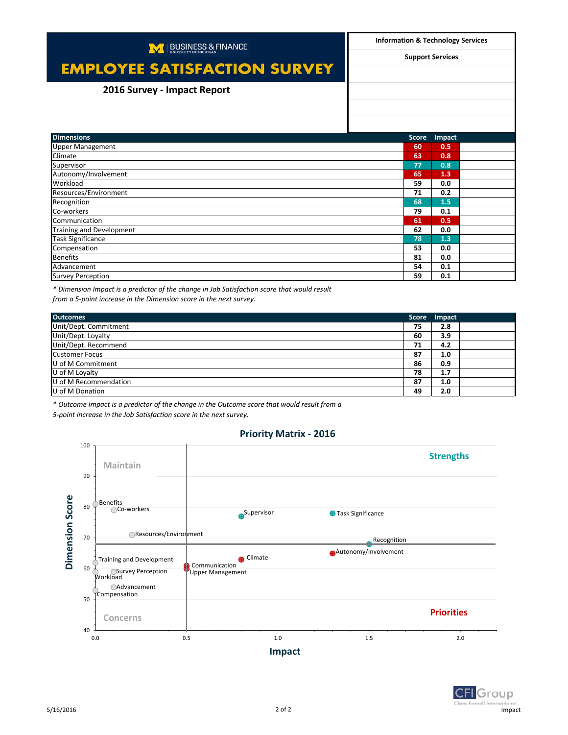BUSINESS & FINANCE
UNIVERSITY OF MICHIGAN

# EMPLOYEE SATISFACTION SURVEY

## 2016 Survey - Impact Report

**Information & Technology Services**

**Support Services**

| Dimensions | Score | Impact |
|---|---|---|
| Upper Management | 60 | 0.5 |
| Climate | 63 | 0.8 |
| Supervisor | 77 | 0.8 |
| Autonomy/Involvement | 65 | 1.3 |
| Workload | 59 | 0.0 |
| Resources/Environment | 71 | 0.2 |
| Recognition | 68 | 1.5 |
| Co-workers | 79 | 0.1 |
| Communication | 61 | 0.5 |
| Training and Development | 62 | 0.0 |
| Task Significance | 78 | 1.3 |
| Compensation | 53 | 0.0 |
| Benefits | 81 | 0.0 |
| Advancement | 54 | 0.1 |
| Survey Perception | 59 | 0.1 |

*\* Dimension Impact is a predictor of the change in Job Satisfaction score that would result from a 5-point increase in the Dimension score in the next survey.*

| Outcomes | Score | Impact |
|---|---|---|
| Unit/Dept. Commitment | 75 | 2.8 |
| Unit/Dept. Loyalty | 60 | 3.9 |
| Unit/Dept. Recommend | 71 | 4.2 |
| Customer Focus | 87 | 1.0 |
| U of M Commitment | 86 | 0.9 |
| U of M Loyalty | 78 | 1.7 |
| U of M Recommendation | 87 | 1.0 |
| U of M Donation | 49 | 2.0 |

*\* Outcome Impact is a predictor of the change in the Outcome score that would result from a 5-point increase in the Job Satisfaction score in the next survey.*

### Priority Matrix - 2016

Dimension Score
100
90
80
70
60
50
40

Impact
0.0
0.5
1.0
1.5
2.0

Maintain
Strengths
Concerns
Priorities

Benefits
Co-workers
Supervisor
Task Significance
Resources/Environment
Recognition
Autonomy/Involvement
Climate
Training and Development
Communication
Upper Management
Survey Perception
Workload
Advancement
Compensation

CFI Group
Claes Fornell International

Impact